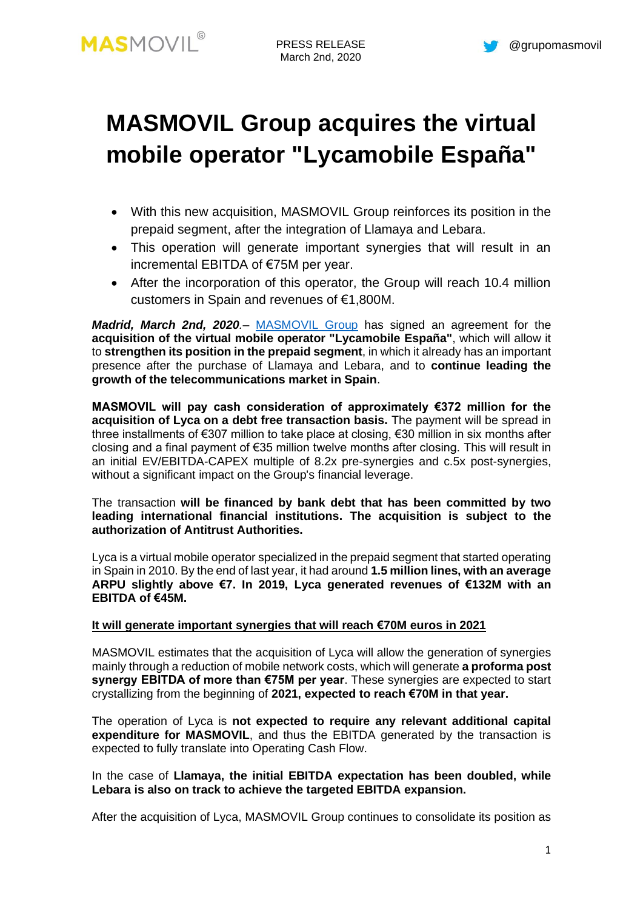PRESS RELEASE
March 2nd, 2020

# MASMOVIL Group acquires the virtual mobile operator "Lycamobile España"

- With this new acquisition, MASMOVIL Group reinforces its position in the prepaid segment, after the integration of Llamaya and Lebara.
- This operation will generate important synergies that will result in an incremental EBITDA of €75M per year.
- After the incorporation of this operator, the Group will reach 10.4 million customers in Spain and revenues of €1,800M.

***Madrid, March 2nd, 2020***.– MASMOVIL Group has signed an agreement for the **acquisition of the virtual mobile operator "Lycamobile España"**, which will allow it to **strengthen its position in the prepaid segment**, in which it already has an important presence after the purchase of Llamaya and Lebara, and to **continue leading the growth of the telecommunications market in Spain**.

**MASMOVIL will pay cash consideration of approximately €372 million for the acquisition of Lyca on a debt free transaction basis.** The payment will be spread in three installments of €307 million to take place at closing, €30 million in six months after closing and a final payment of €35 million twelve months after closing. This will result in an initial EV/EBITDA-CAPEX multiple of 8.2x pre-synergies and c.5x post-synergies, without a significant impact on the Group's financial leverage.

The transaction **will be financed by bank debt that has been committed by two leading international financial institutions. The acquisition is subject to the authorization of Antitrust Authorities.**

Lyca is a virtual mobile operator specialized in the prepaid segment that started operating in Spain in 2010. By the end of last year, it had around **1.5 million lines, with an average ARPU slightly above €7. In 2019, Lyca generated revenues of €132M with an EBITDA of €45M.**

**It will generate important synergies that will reach €70M euros in 2021**

MASMOVIL estimates that the acquisition of Lyca will allow the generation of synergies mainly through a reduction of mobile network costs, which will generate **a proforma post synergy EBITDA of more than €75M per year**. These synergies are expected to start crystallizing from the beginning of **2021, expected to reach €70M in that year.**

The operation of Lyca is **not expected to require any relevant additional capital expenditure for MASMOVIL**, and thus the EBITDA generated by the transaction is expected to fully translate into Operating Cash Flow.

In the case of **Llamaya, the initial EBITDA expectation has been doubled, while Lebara is also on track to achieve the targeted EBITDA expansion.**

After the acquisition of Lyca, MASMOVIL Group continues to consolidate its position as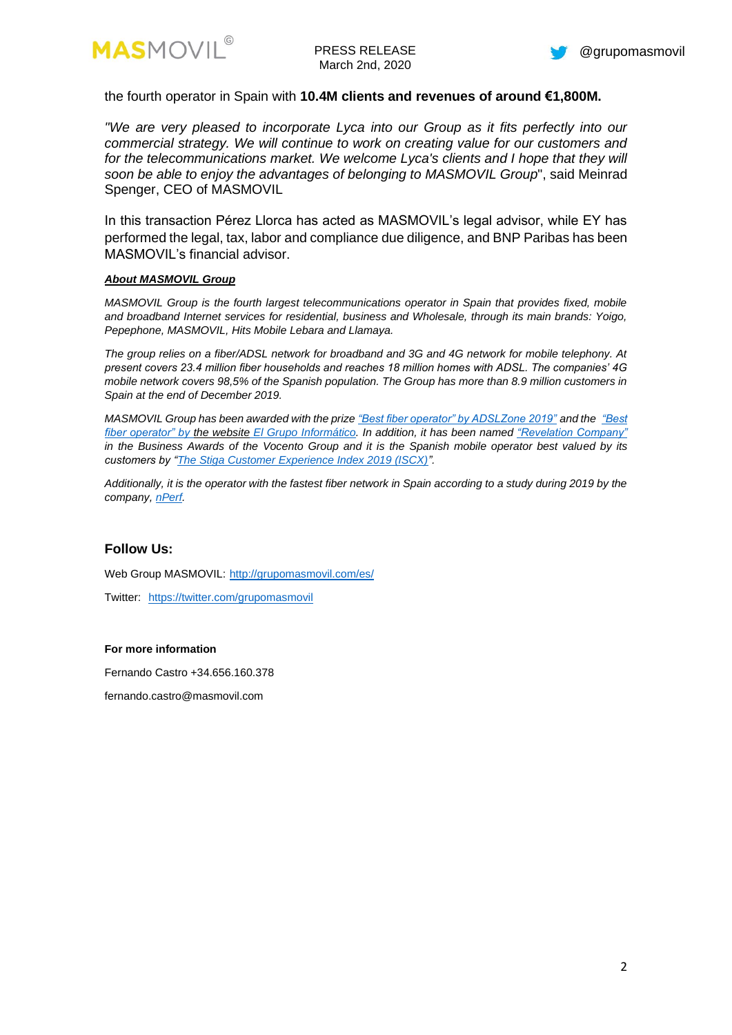the fourth operator in Spain with **10.4M clients and revenues of around €1,800M.**

*"We are very pleased to incorporate Lyca into our Group as it fits perfectly into our commercial strategy. We will continue to work on creating value for our customers and for the telecommunications market. We welcome Lyca's clients and I hope that they will soon be able to enjoy the advantages of belonging to MASMOVIL Group*", said Meinrad Spenger, CEO of MASMOVIL

In this transaction Pérez Llorca has acted as MASMOVIL's legal advisor, while EY has performed the legal, tax, labor and compliance due diligence, and BNP Paribas has been MASMOVIL's financial advisor.

***About MASMOVIL Group***

*MASMOVIL Group is the fourth largest telecommunications operator in Spain that provides fixed, mobile and broadband Internet services for residential, business and Wholesale, through its main brands: Yoigo, Pepephone, MASMOVIL, Hits Mobile Lebara and Llamaya.*

*The group relies on a fiber/ADSL network for broadband and 3G and 4G network for mobile telephony. At present covers 23.4 million fiber households and reaches 18 million homes with ADSL. The companies' 4G mobile network covers 98,5% of the Spanish population. The Group has more than 8.9 million customers in Spain at the end of December 2019.*

*MASMOVIL Group has been awarded with the prize "Best fiber operator" by ADSLZone 2019" and the "Best fiber operator" by the website El Grupo Informático. In addition, it has been named "Revelation Company" in the Business Awards of the Vocento Group and it is the Spanish mobile operator best valued by its customers by "The Stiga Customer Experience Index 2019 (ISCX)".*

*Additionally, it is the operator with the fastest fiber network in Spain according to a study during 2019 by the company, nPerf.*

### Follow Us:

Web Group MASMOVIL: http://grupomasmovil.com/es/

Twitter: https://twitter.com/grupomasmovil

**For more information**

Fernando Castro +34.656.160.378

fernando.castro@masmovil.com